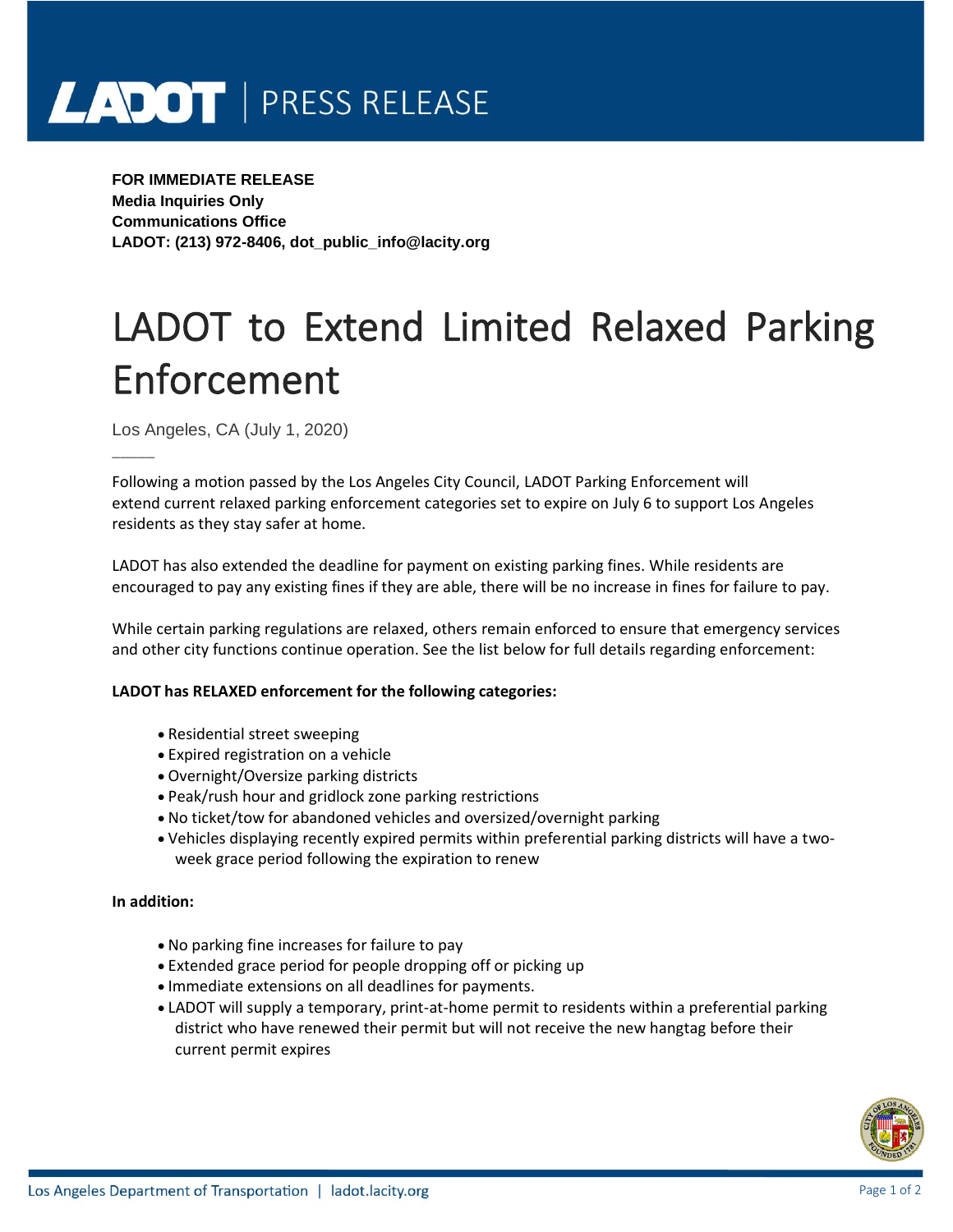# LADOT | PRESS RELEASE

**FOR IMMEDIATE RELEASE**
**Media Inquiries Only**
**Communications Office**
**LADOT: (213) 972-8406, dot_public_info@lacity.org**

# LADOT to Extend Limited Relaxed Parking Enforcement

Los Angeles, CA (July 1, 2020)

Following a motion passed by the Los Angeles City Council, LADOT Parking Enforcement will extend current relaxed parking enforcement categories set to expire on July 6 to support Los Angeles residents as they stay safer at home.

LADOT has also extended the deadline for payment on existing parking fines. While residents are encouraged to pay any existing fines if they are able, there will be no increase in fines for failure to pay.

While certain parking regulations are relaxed, others remain enforced to ensure that emergency services and other city functions continue operation. See the list below for full details regarding enforcement:

**LADOT has RELAXED enforcement for the following categories:**

- Residential street sweeping
- Expired registration on a vehicle
- Overnight/Oversize parking districts
- Peak/rush hour and gridlock zone parking restrictions
- No ticket/tow for abandoned vehicles and oversized/overnight parking
- Vehicles displaying recently expired permits within preferential parking districts will have a two-week grace period following the expiration to renew

**In addition:**

- No parking fine increases for failure to pay
- Extended grace period for people dropping off or picking up
- Immediate extensions on all deadlines for payments.
- LADOT will supply a temporary, print-at-home permit to residents within a preferential parking district who have renewed their permit but will not receive the new hangtag before their current permit expires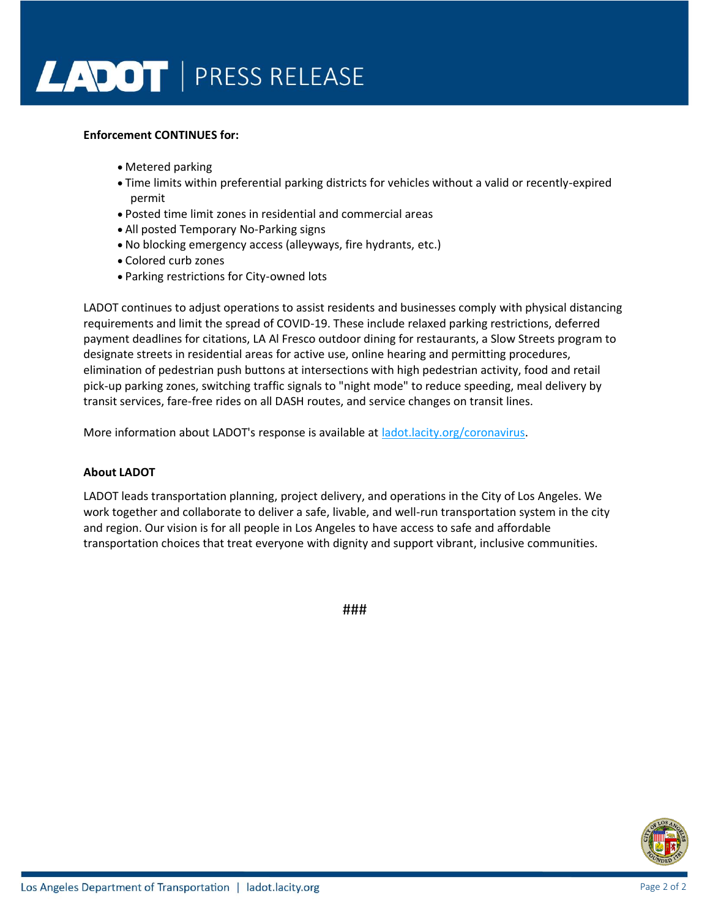**Enforcement CONTINUES for:**

- Metered parking
- Time limits within preferential parking districts for vehicles without a valid or recently-expired permit
- Posted time limit zones in residential and commercial areas
- All posted Temporary No-Parking signs
- No blocking emergency access (alleyways, fire hydrants, etc.)
- Colored curb zones
- Parking restrictions for City-owned lots

LADOT continues to adjust operations to assist residents and businesses comply with physical distancing requirements and limit the spread of COVID-19. These include relaxed parking restrictions, deferred payment deadlines for citations, LA Al Fresco outdoor dining for restaurants, a Slow Streets program to designate streets in residential areas for active use, online hearing and permitting procedures, elimination of pedestrian push buttons at intersections with high pedestrian activity, food and retail pick-up parking zones, switching traffic signals to "night mode" to reduce speeding, meal delivery by transit services, fare-free rides on all DASH routes, and service changes on transit lines.

More information about LADOT's response is available at [ladot.lacity.org/coronavirus](ladot.lacity.org/coronavirus).

**About LADOT**

LADOT leads transportation planning, project delivery, and operations in the City of Los Angeles. We work together and collaborate to deliver a safe, livable, and well-run transportation system in the city and region. Our vision is for all people in Los Angeles to have access to safe and affordable transportation choices that treat everyone with dignity and support vibrant, inclusive communities.

###